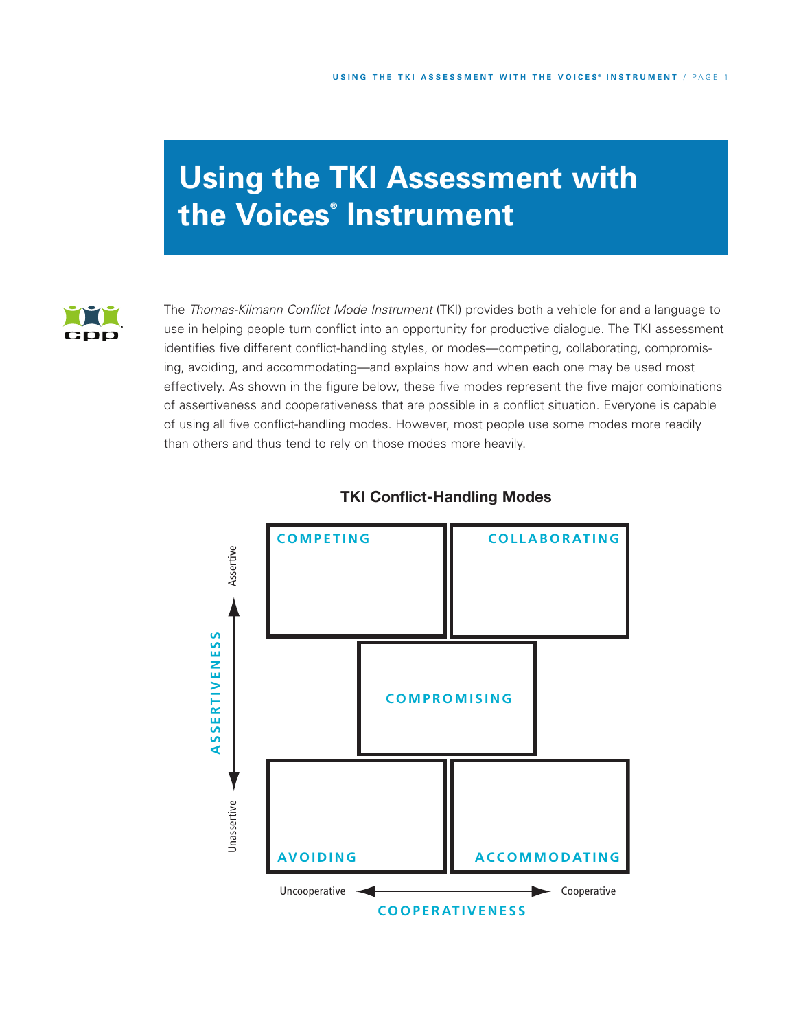# Using the TKI Assessment with the Voices® Instrument

The *Thomas-Kilmann Conflict Mode Instrument* (TKI) provides both a vehicle for and a language to use in helping people turn conflict into an opportunity for productive dialogue. The TKI assessment identifies five different conflict-handling styles, or modes—competing, collaborating, compromising, avoiding, and accommodating—and explains how and when each one may be used most effectively. As shown in the figure below, these five modes represent the five major combinations of assertiveness and cooperativeness that are possible in a conflict situation. Everyone is capable of using all five conflict-handling modes. However, most people use some modes more readily than others and thus tend to rely on those modes more heavily.

**TKI Conflict-Handling Modes**

| | Uncooperative | | Cooperative |
|---|---|---|---|
| **Assertive** | COMPETING | | COLLABORATING |
| | | COMPROMISING | |
| **Unassertive** | AVOIDING | | ACCOMMODATING |

ASSERTIVENESS (vertical axis: Unassertive → Assertive)

COOPERATIVENESS (horizontal axis: Uncooperative → Cooperative)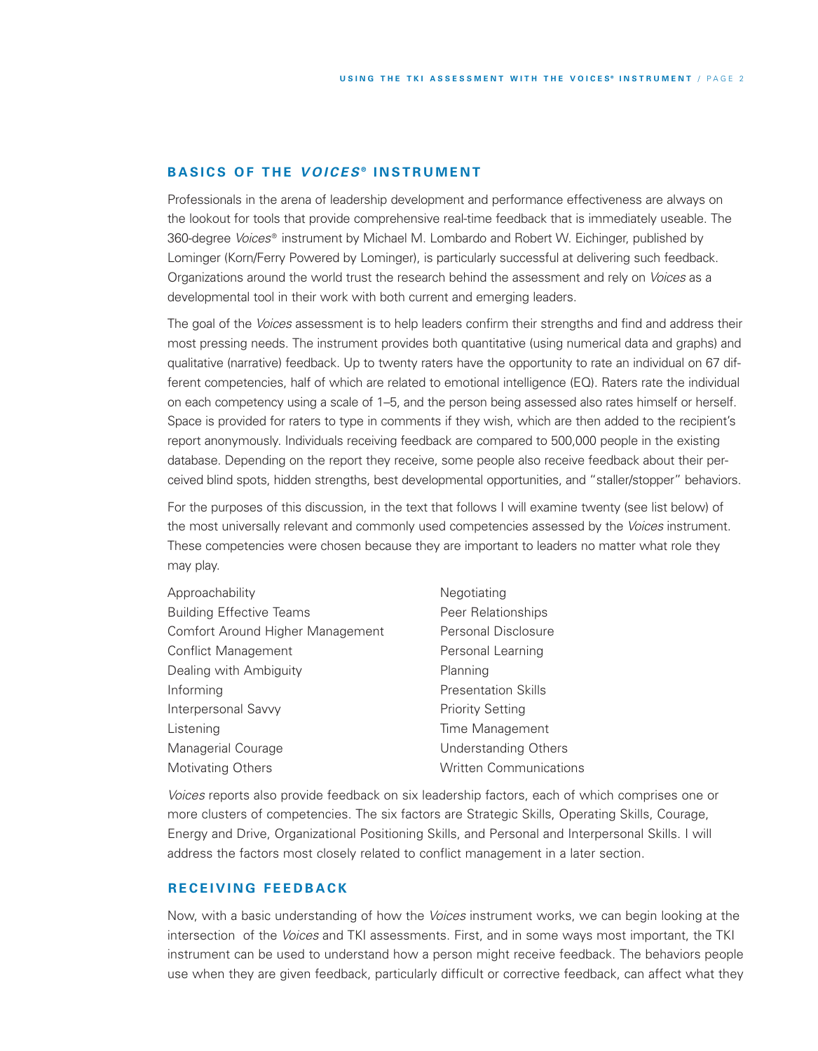## BASICS OF THE *VOICES*® INSTRUMENT

Professionals in the arena of leadership development and performance effectiveness are always on the lookout for tools that provide comprehensive real-time feedback that is immediately useable. The 360-degree *Voices*® instrument by Michael M. Lombardo and Robert W. Eichinger, published by Lominger (Korn/Ferry Powered by Lominger), is particularly successful at delivering such feedback. Organizations around the world trust the research behind the assessment and rely on *Voices* as a developmental tool in their work with both current and emerging leaders.

The goal of the *Voices* assessment is to help leaders confirm their strengths and find and address their most pressing needs. The instrument provides both quantitative (using numerical data and graphs) and qualitative (narrative) feedback. Up to twenty raters have the opportunity to rate an individual on 67 different competencies, half of which are related to emotional intelligence (EQ). Raters rate the individual on each competency using a scale of 1–5, and the person being assessed also rates himself or herself. Space is provided for raters to type in comments if they wish, which are then added to the recipient's report anonymously. Individuals receiving feedback are compared to 500,000 people in the existing database. Depending on the report they receive, some people also receive feedback about their perceived blind spots, hidden strengths, best developmental opportunities, and "staller/stopper" behaviors.

For the purposes of this discussion, in the text that follows I will examine twenty (see list below) of the most universally relevant and commonly used competencies assessed by the *Voices* instrument. These competencies were chosen because they are important to leaders no matter what role they may play.

- Approachability
- Building Effective Teams
- Comfort Around Higher Management
- Conflict Management
- Dealing with Ambiguity
- Informing
- Interpersonal Savvy
- Listening
- Managerial Courage
- Motivating Others
- Negotiating
- Peer Relationships
- Personal Disclosure
- Personal Learning
- Planning
- Presentation Skills
- Priority Setting
- Time Management
- Understanding Others
- Written Communications

*Voices* reports also provide feedback on six leadership factors, each of which comprises one or more clusters of competencies. The six factors are Strategic Skills, Operating Skills, Courage, Energy and Drive, Organizational Positioning Skills, and Personal and Interpersonal Skills. I will address the factors most closely related to conflict management in a later section.

## RECEIVING FEEDBACK

Now, with a basic understanding of how the *Voices* instrument works, we can begin looking at the intersection of the *Voices* and TKI assessments. First, and in some ways most important, the TKI instrument can be used to understand how a person might receive feedback. The behaviors people use when they are given feedback, particularly difficult or corrective feedback, can affect what they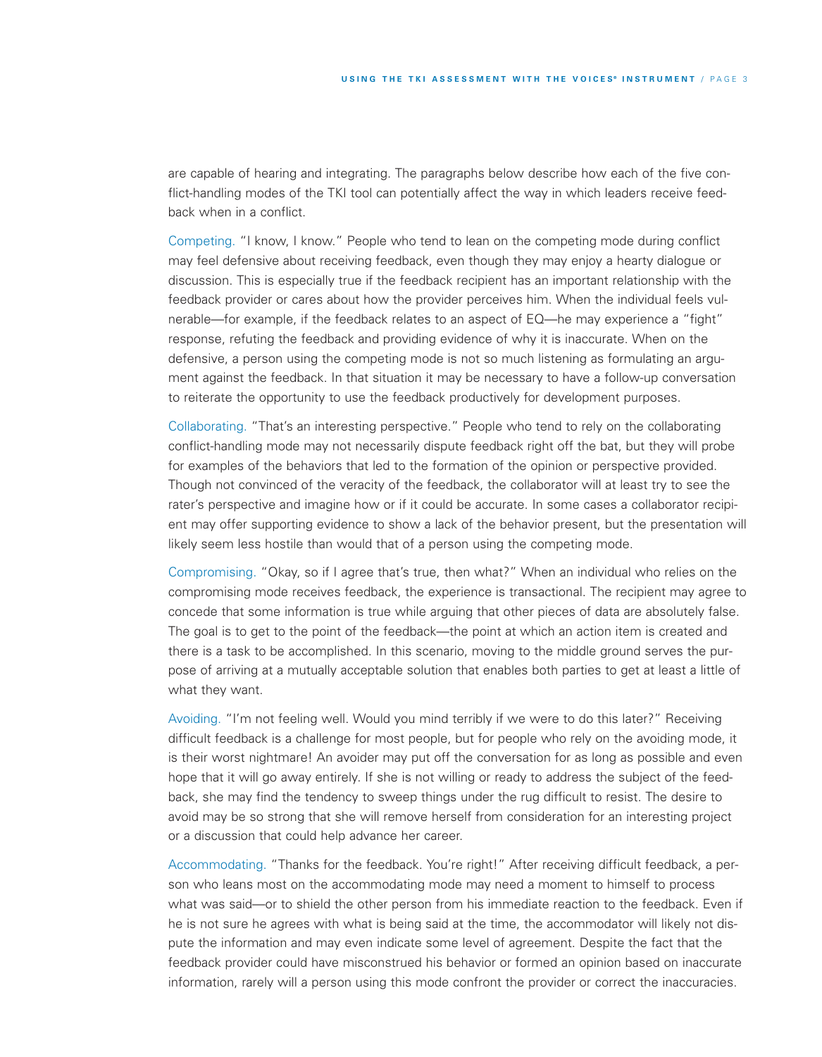are capable of hearing and integrating. The paragraphs below describe how each of the five conflict-handling modes of the TKI tool can potentially affect the way in which leaders receive feedback when in a conflict.

Competing. "I know, I know." People who tend to lean on the competing mode during conflict may feel defensive about receiving feedback, even though they may enjoy a hearty dialogue or discussion. This is especially true if the feedback recipient has an important relationship with the feedback provider or cares about how the provider perceives him. When the individual feels vulnerable—for example, if the feedback relates to an aspect of EQ—he may experience a "fight" response, refuting the feedback and providing evidence of why it is inaccurate. When on the defensive, a person using the competing mode is not so much listening as formulating an argument against the feedback. In that situation it may be necessary to have a follow-up conversation to reiterate the opportunity to use the feedback productively for development purposes.

Collaborating. "That's an interesting perspective." People who tend to rely on the collaborating conflict-handling mode may not necessarily dispute feedback right off the bat, but they will probe for examples of the behaviors that led to the formation of the opinion or perspective provided. Though not convinced of the veracity of the feedback, the collaborator will at least try to see the rater's perspective and imagine how or if it could be accurate. In some cases a collaborator recipient may offer supporting evidence to show a lack of the behavior present, but the presentation will likely seem less hostile than would that of a person using the competing mode.

Compromising. "Okay, so if I agree that's true, then what?" When an individual who relies on the compromising mode receives feedback, the experience is transactional. The recipient may agree to concede that some information is true while arguing that other pieces of data are absolutely false. The goal is to get to the point of the feedback—the point at which an action item is created and there is a task to be accomplished. In this scenario, moving to the middle ground serves the purpose of arriving at a mutually acceptable solution that enables both parties to get at least a little of what they want.

Avoiding. "I'm not feeling well. Would you mind terribly if we were to do this later?" Receiving difficult feedback is a challenge for most people, but for people who rely on the avoiding mode, it is their worst nightmare! An avoider may put off the conversation for as long as possible and even hope that it will go away entirely. If she is not willing or ready to address the subject of the feedback, she may find the tendency to sweep things under the rug difficult to resist. The desire to avoid may be so strong that she will remove herself from consideration for an interesting project or a discussion that could help advance her career.

Accommodating. "Thanks for the feedback. You're right!" After receiving difficult feedback, a person who leans most on the accommodating mode may need a moment to himself to process what was said—or to shield the other person from his immediate reaction to the feedback. Even if he is not sure he agrees with what is being said at the time, the accommodator will likely not dispute the information and may even indicate some level of agreement. Despite the fact that the feedback provider could have misconstrued his behavior or formed an opinion based on inaccurate information, rarely will a person using this mode confront the provider or correct the inaccuracies.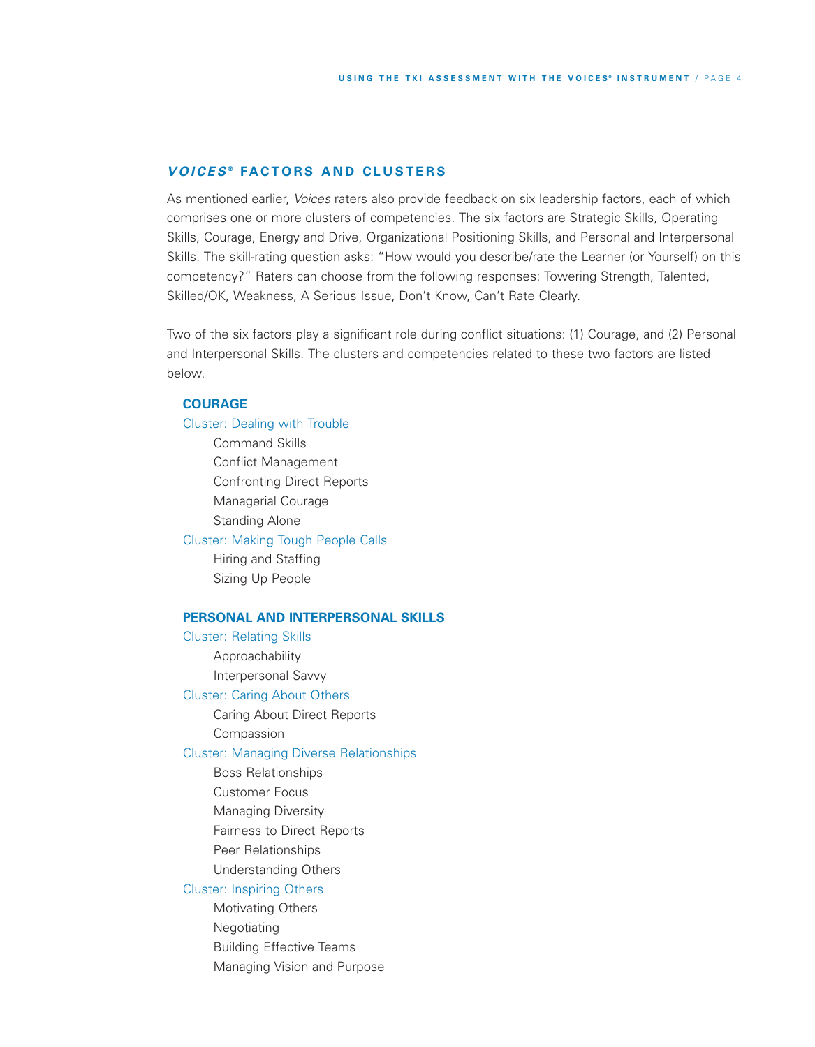## *VOICES®* FACTORS AND CLUSTERS

As mentioned earlier, *Voices* raters also provide feedback on six leadership factors, each of which comprises one or more clusters of competencies. The six factors are Strategic Skills, Operating Skills, Courage, Energy and Drive, Organizational Positioning Skills, and Personal and Interpersonal Skills. The skill-rating question asks: "How would you describe/rate the Learner (or Yourself) on this competency?" Raters can choose from the following responses: Towering Strength, Talented, Skilled/OK, Weakness, A Serious Issue, Don't Know, Can't Rate Clearly.

Two of the six factors play a significant role during conflict situations: (1) Courage, and (2) Personal and Interpersonal Skills. The clusters and competencies related to these two factors are listed below.

### COURAGE

**Cluster: Dealing with Trouble**

- Command Skills
- Conflict Management
- Confronting Direct Reports
- Managerial Courage
- Standing Alone

**Cluster: Making Tough People Calls**

- Hiring and Staffing
- Sizing Up People

### PERSONAL AND INTERPERSONAL SKILLS

**Cluster: Relating Skills**

- Approachability
- Interpersonal Savvy

**Cluster: Caring About Others**

- Caring About Direct Reports
- Compassion

**Cluster: Managing Diverse Relationships**

- Boss Relationships
- Customer Focus
- Managing Diversity
- Fairness to Direct Reports
- Peer Relationships
- Understanding Others

**Cluster: Inspiring Others**

- Motivating Others
- Negotiating
- Building Effective Teams
- Managing Vision and Purpose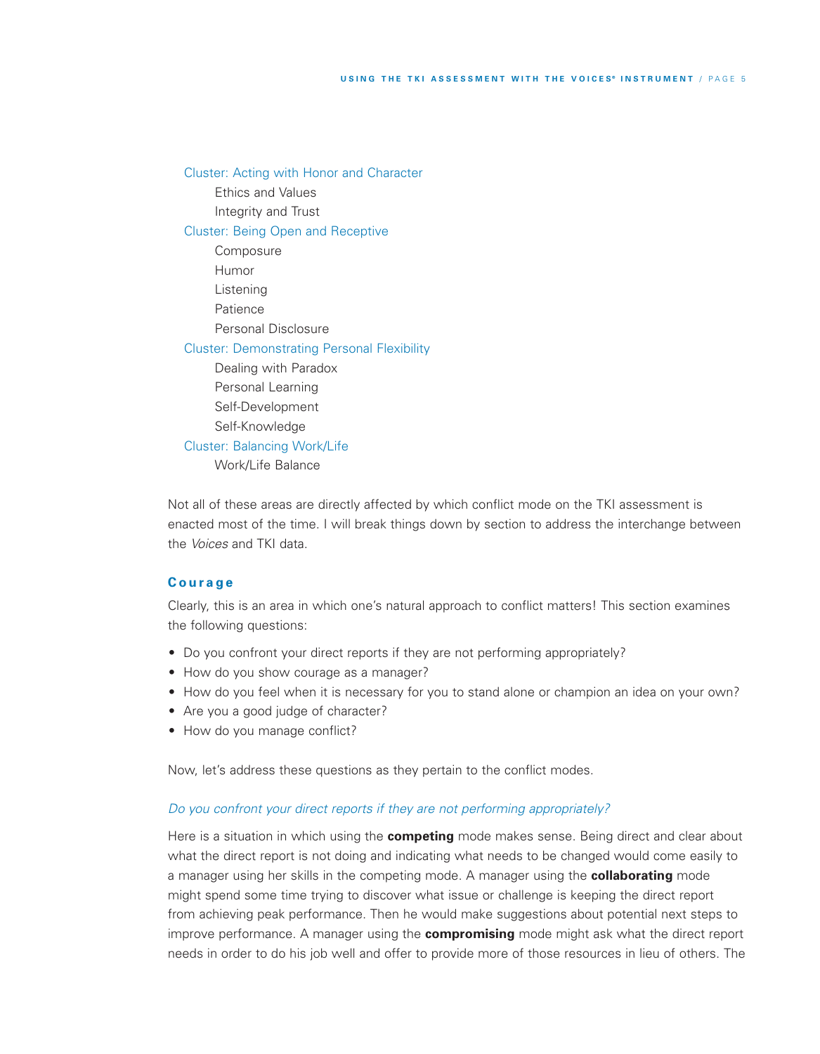Cluster: Acting with Honor and Character

- Ethics and Values
- Integrity and Trust

Cluster: Being Open and Receptive

- Composure
- Humor
- Listening
- Patience
- Personal Disclosure

Cluster: Demonstrating Personal Flexibility

- Dealing with Paradox
- Personal Learning
- Self-Development
- Self-Knowledge

Cluster: Balancing Work/Life

- Work/Life Balance

Not all of these areas are directly affected by which conflict mode on the TKI assessment is enacted most of the time. I will break things down by section to address the interchange between the *Voices* and TKI data.

### Courage

Clearly, this is an area in which one's natural approach to conflict matters! This section examines the following questions:

- Do you confront your direct reports if they are not performing appropriately?
- How do you show courage as a manager?
- How do you feel when it is necessary for you to stand alone or champion an idea on your own?
- Are you a good judge of character?
- How do you manage conflict?

Now, let's address these questions as they pertain to the conflict modes.

*Do you confront your direct reports if they are not performing appropriately?*

Here is a situation in which using the **competing** mode makes sense. Being direct and clear about what the direct report is not doing and indicating what needs to be changed would come easily to a manager using her skills in the competing mode. A manager using the **collaborating** mode might spend some time trying to discover what issue or challenge is keeping the direct report from achieving peak performance. Then he would make suggestions about potential next steps to improve performance. A manager using the **compromising** mode might ask what the direct report needs in order to do his job well and offer to provide more of those resources in lieu of others. The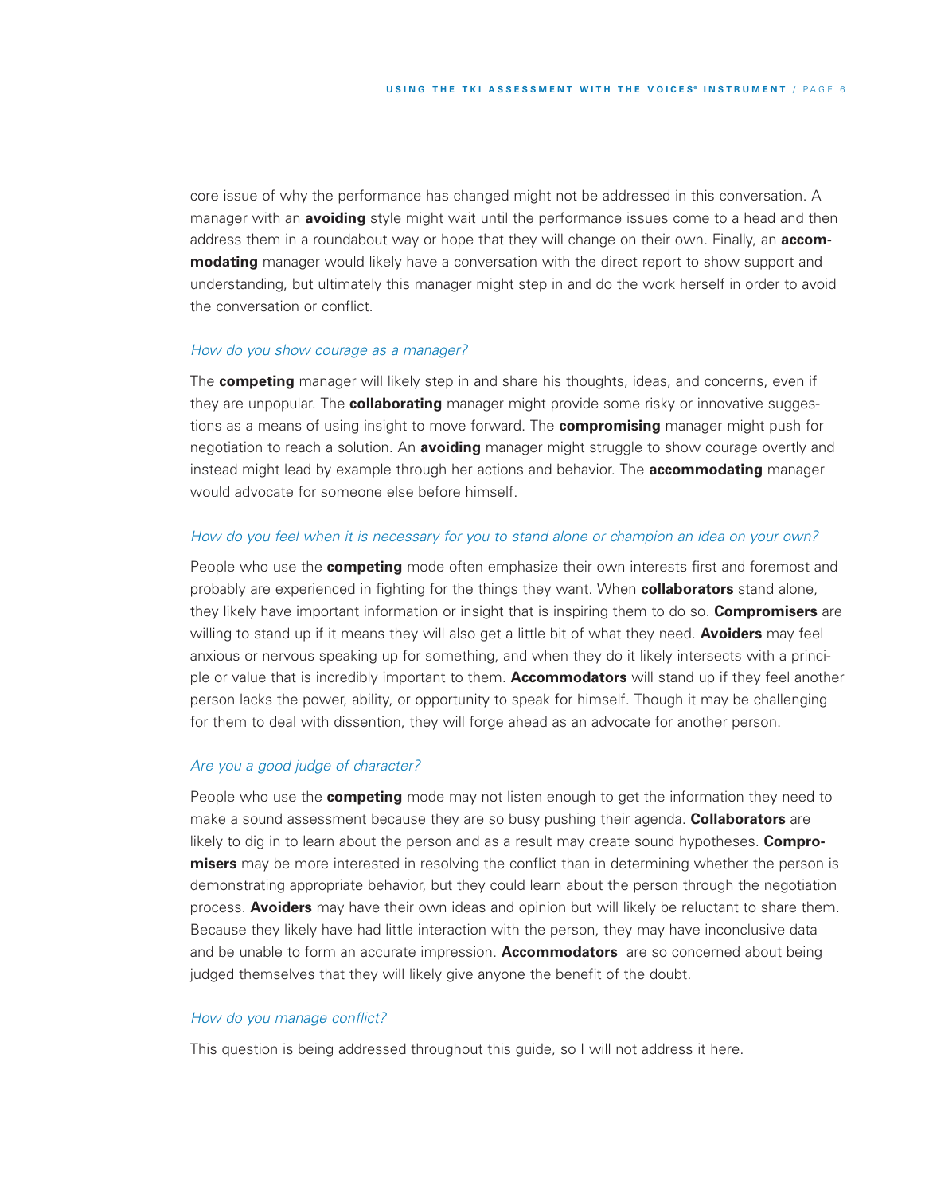core issue of why the performance has changed might not be addressed in this conversation. A manager with an **avoiding** style might wait until the performance issues come to a head and then address them in a roundabout way or hope that they will change on their own. Finally, an **accommodating** manager would likely have a conversation with the direct report to show support and understanding, but ultimately this manager might step in and do the work herself in order to avoid the conversation or conflict.

*How do you show courage as a manager?*

The **competing** manager will likely step in and share his thoughts, ideas, and concerns, even if they are unpopular. The **collaborating** manager might provide some risky or innovative suggestions as a means of using insight to move forward. The **compromising** manager might push for negotiation to reach a solution. An **avoiding** manager might struggle to show courage overtly and instead might lead by example through her actions and behavior. The **accommodating** manager would advocate for someone else before himself.

*How do you feel when it is necessary for you to stand alone or champion an idea on your own?*

People who use the **competing** mode often emphasize their own interests first and foremost and probably are experienced in fighting for the things they want. When **collaborators** stand alone, they likely have important information or insight that is inspiring them to do so. **Compromisers** are willing to stand up if it means they will also get a little bit of what they need. **Avoiders** may feel anxious or nervous speaking up for something, and when they do it likely intersects with a principle or value that is incredibly important to them. **Accommodators** will stand up if they feel another person lacks the power, ability, or opportunity to speak for himself. Though it may be challenging for them to deal with dissention, they will forge ahead as an advocate for another person.

*Are you a good judge of character?*

People who use the **competing** mode may not listen enough to get the information they need to make a sound assessment because they are so busy pushing their agenda. **Collaborators** are likely to dig in to learn about the person and as a result may create sound hypotheses. **Compromisers** may be more interested in resolving the conflict than in determining whether the person is demonstrating appropriate behavior, but they could learn about the person through the negotiation process. **Avoiders** may have their own ideas and opinion but will likely be reluctant to share them. Because they likely have had little interaction with the person, they may have inconclusive data and be unable to form an accurate impression. **Accommodators** are so concerned about being judged themselves that they will likely give anyone the benefit of the doubt.

*How do you manage conflict?*

This question is being addressed throughout this guide, so I will not address it here.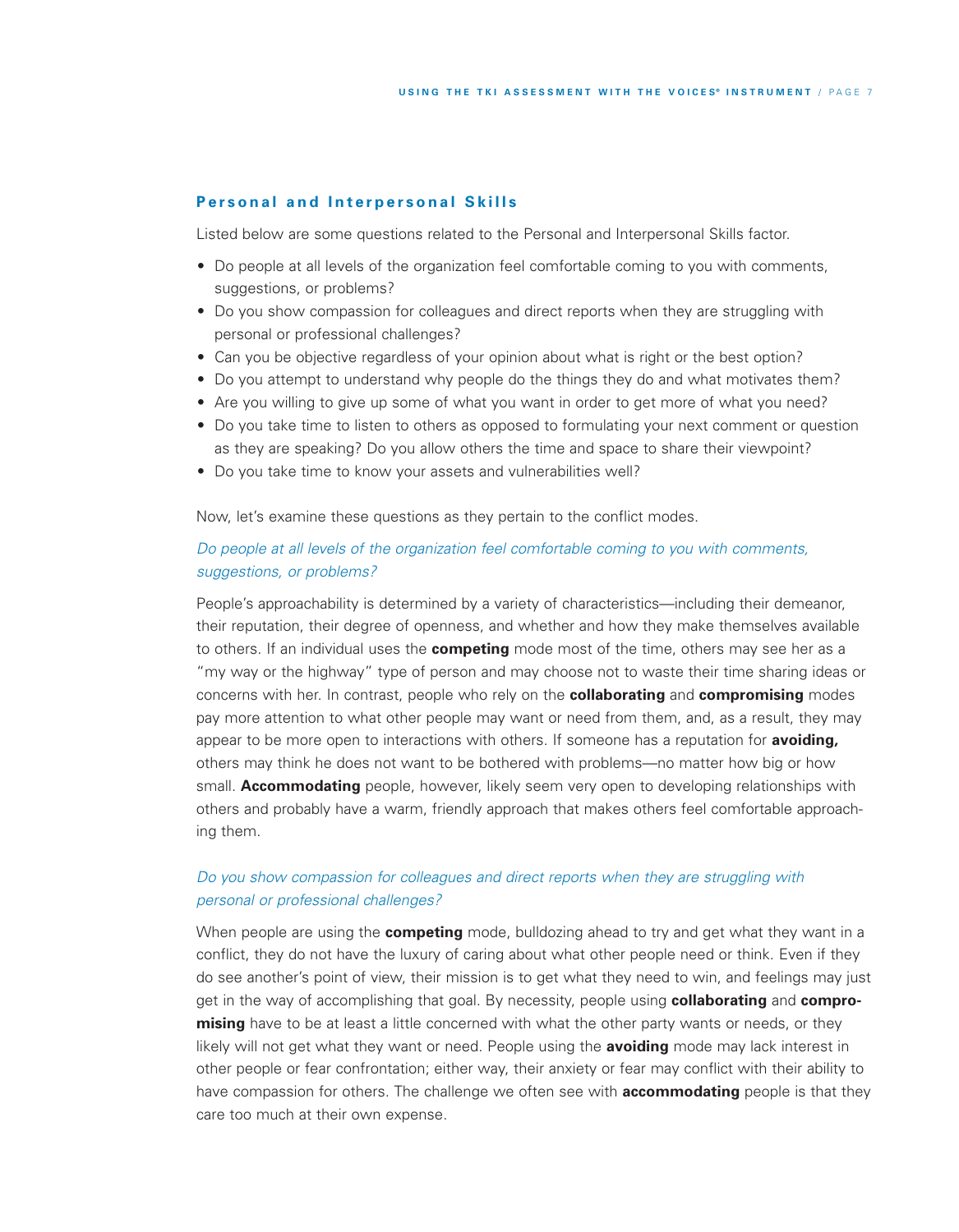## Personal and Interpersonal Skills

Listed below are some questions related to the Personal and Interpersonal Skills factor.

- Do people at all levels of the organization feel comfortable coming to you with comments, suggestions, or problems?
- Do you show compassion for colleagues and direct reports when they are struggling with personal or professional challenges?
- Can you be objective regardless of your opinion about what is right or the best option?
- Do you attempt to understand why people do the things they do and what motivates them?
- Are you willing to give up some of what you want in order to get more of what you need?
- Do you take time to listen to others as opposed to formulating your next comment or question as they are speaking? Do you allow others the time and space to share their viewpoint?
- Do you take time to know your assets and vulnerabilities well?

Now, let's examine these questions as they pertain to the conflict modes.

*Do people at all levels of the organization feel comfortable coming to you with comments, suggestions, or problems?*

People's approachability is determined by a variety of characteristics—including their demeanor, their reputation, their degree of openness, and whether and how they make themselves available to others. If an individual uses the **competing** mode most of the time, others may see her as a "my way or the highway" type of person and may choose not to waste their time sharing ideas or concerns with her. In contrast, people who rely on the **collaborating** and **compromising** modes pay more attention to what other people may want or need from them, and, as a result, they may appear to be more open to interactions with others. If someone has a reputation for **avoiding,** others may think he does not want to be bothered with problems—no matter how big or how small. **Accommodating** people, however, likely seem very open to developing relationships with others and probably have a warm, friendly approach that makes others feel comfortable approaching them.

*Do you show compassion for colleagues and direct reports when they are struggling with personal or professional challenges?*

When people are using the **competing** mode, bulldozing ahead to try and get what they want in a conflict, they do not have the luxury of caring about what other people need or think. Even if they do see another's point of view, their mission is to get what they need to win, and feelings may just get in the way of accomplishing that goal. By necessity, people using **collaborating** and **compromising** have to be at least a little concerned with what the other party wants or needs, or they likely will not get what they want or need. People using the **avoiding** mode may lack interest in other people or fear confrontation; either way, their anxiety or fear may conflict with their ability to have compassion for others. The challenge we often see with **accommodating** people is that they care too much at their own expense.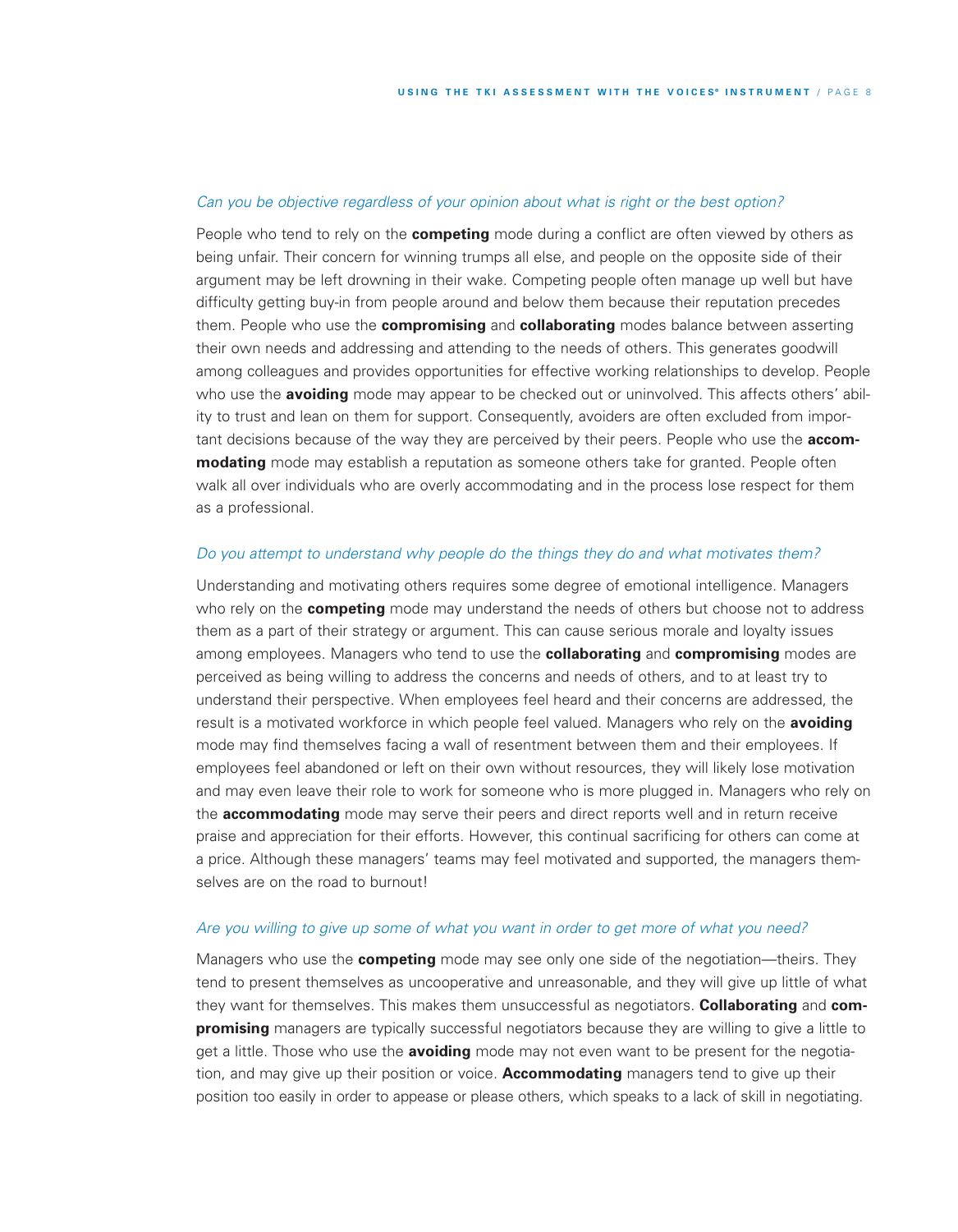*Can you be objective regardless of your opinion about what is right or the best option?*

People who tend to rely on the **competing** mode during a conflict are often viewed by others as being unfair. Their concern for winning trumps all else, and people on the opposite side of their argument may be left drowning in their wake. Competing people often manage up well but have difficulty getting buy-in from people around and below them because their reputation precedes them. People who use the **compromising** and **collaborating** modes balance between asserting their own needs and addressing and attending to the needs of others. This generates goodwill among colleagues and provides opportunities for effective working relationships to develop. People who use the **avoiding** mode may appear to be checked out or uninvolved. This affects others' ability to trust and lean on them for support. Consequently, avoiders are often excluded from important decisions because of the way they are perceived by their peers. People who use the **accommodating** mode may establish a reputation as someone others take for granted. People often walk all over individuals who are overly accommodating and in the process lose respect for them as a professional.

*Do you attempt to understand why people do the things they do and what motivates them?*

Understanding and motivating others requires some degree of emotional intelligence. Managers who rely on the **competing** mode may understand the needs of others but choose not to address them as a part of their strategy or argument. This can cause serious morale and loyalty issues among employees. Managers who tend to use the **collaborating** and **compromising** modes are perceived as being willing to address the concerns and needs of others, and to at least try to understand their perspective. When employees feel heard and their concerns are addressed, the result is a motivated workforce in which people feel valued. Managers who rely on the **avoiding** mode may find themselves facing a wall of resentment between them and their employees. If employees feel abandoned or left on their own without resources, they will likely lose motivation and may even leave their role to work for someone who is more plugged in. Managers who rely on the **accommodating** mode may serve their peers and direct reports well and in return receive praise and appreciation for their efforts. However, this continual sacrificing for others can come at a price. Although these managers' teams may feel motivated and supported, the managers themselves are on the road to burnout!

*Are you willing to give up some of what you want in order to get more of what you need?*

Managers who use the **competing** mode may see only one side of the negotiation—theirs. They tend to present themselves as uncooperative and unreasonable, and they will give up little of what they want for themselves. This makes them unsuccessful as negotiators. **Collaborating** and **compromising** managers are typically successful negotiators because they are willing to give a little to get a little. Those who use the **avoiding** mode may not even want to be present for the negotiation, and may give up their position or voice. **Accommodating** managers tend to give up their position too easily in order to appease or please others, which speaks to a lack of skill in negotiating.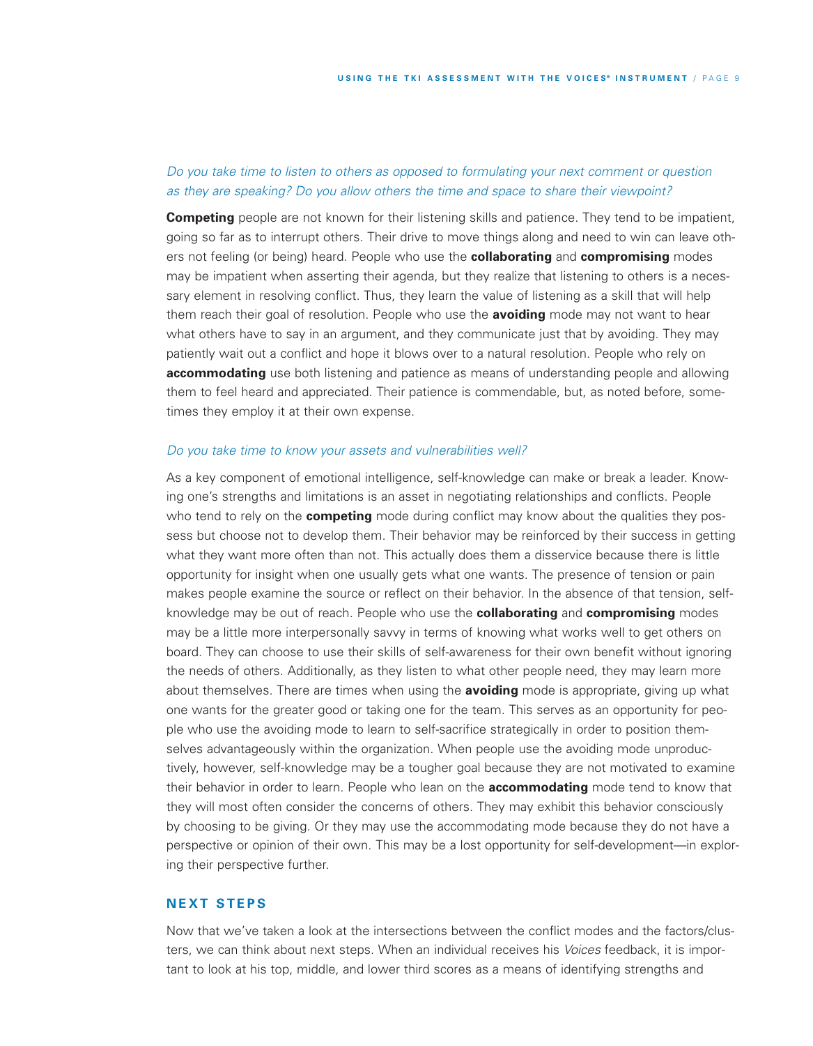*Do you take time to listen to others as opposed to formulating your next comment or question as they are speaking? Do you allow others the time and space to share their viewpoint?*

**Competing** people are not known for their listening skills and patience. They tend to be impatient, going so far as to interrupt others. Their drive to move things along and need to win can leave others not feeling (or being) heard. People who use the **collaborating** and **compromising** modes may be impatient when asserting their agenda, but they realize that listening to others is a necessary element in resolving conflict. Thus, they learn the value of listening as a skill that will help them reach their goal of resolution. People who use the **avoiding** mode may not want to hear what others have to say in an argument, and they communicate just that by avoiding. They may patiently wait out a conflict and hope it blows over to a natural resolution. People who rely on **accommodating** use both listening and patience as means of understanding people and allowing them to feel heard and appreciated. Their patience is commendable, but, as noted before, sometimes they employ it at their own expense.

*Do you take time to know your assets and vulnerabilities well?*

As a key component of emotional intelligence, self-knowledge can make or break a leader. Knowing one's strengths and limitations is an asset in negotiating relationships and conflicts. People who tend to rely on the **competing** mode during conflict may know about the qualities they possess but choose not to develop them. Their behavior may be reinforced by their success in getting what they want more often than not. This actually does them a disservice because there is little opportunity for insight when one usually gets what one wants. The presence of tension or pain makes people examine the source or reflect on their behavior. In the absence of that tension, self-knowledge may be out of reach. People who use the **collaborating** and **compromising** modes may be a little more interpersonally savvy in terms of knowing what works well to get others on board. They can choose to use their skills of self-awareness for their own benefit without ignoring the needs of others. Additionally, as they listen to what other people need, they may learn more about themselves. There are times when using the **avoiding** mode is appropriate, giving up what one wants for the greater good or taking one for the team. This serves as an opportunity for people who use the avoiding mode to learn to self-sacrifice strategically in order to position themselves advantageously within the organization. When people use the avoiding mode unproductively, however, self-knowledge may be a tougher goal because they are not motivated to examine their behavior in order to learn. People who lean on the **accommodating** mode tend to know that they will most often consider the concerns of others. They may exhibit this behavior consciously by choosing to be giving. Or they may use the accommodating mode because they do not have a perspective or opinion of their own. This may be a lost opportunity for self-development—in exploring their perspective further.

## NEXT STEPS

Now that we've taken a look at the intersections between the conflict modes and the factors/clusters, we can think about next steps. When an individual receives his *Voices* feedback, it is important to look at his top, middle, and lower third scores as a means of identifying strengths and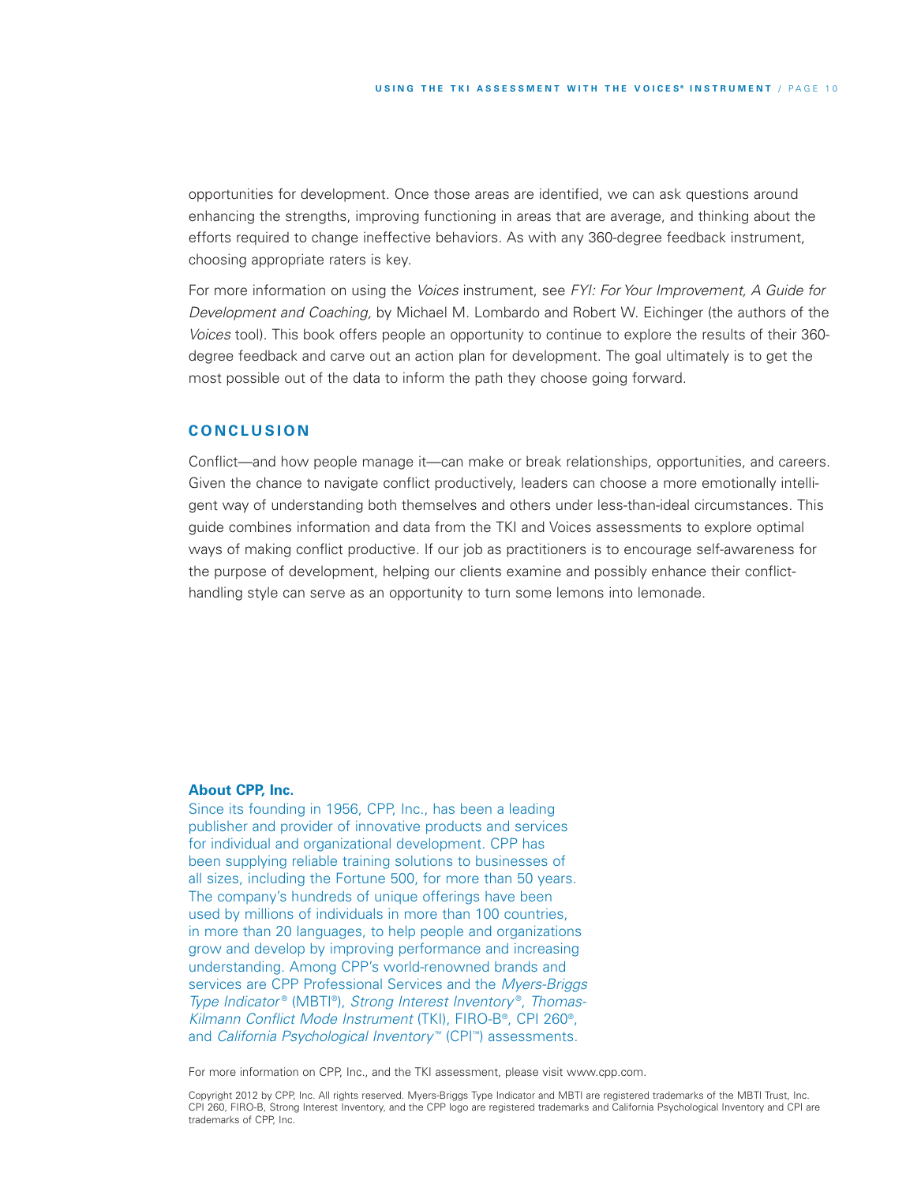opportunities for development. Once those areas are identified, we can ask questions around enhancing the strengths, improving functioning in areas that are average, and thinking about the efforts required to change ineffective behaviors. As with any 360-degree feedback instrument, choosing appropriate raters is key.

For more information on using the *Voices* instrument, see *FYI: For Your Improvement, A Guide for Development and Coaching,* by Michael M. Lombardo and Robert W. Eichinger (the authors of the *Voices* tool). This book offers people an opportunity to continue to explore the results of their 360-degree feedback and carve out an action plan for development. The goal ultimately is to get the most possible out of the data to inform the path they choose going forward.

## CONCLUSION

Conflict—and how people manage it—can make or break relationships, opportunities, and careers. Given the chance to navigate conflict productively, leaders can choose a more emotionally intelligent way of understanding both themselves and others under less-than-ideal circumstances. This guide combines information and data from the TKI and Voices assessments to explore optimal ways of making conflict productive. If our job as practitioners is to encourage self-awareness for the purpose of development, helping our clients examine and possibly enhance their conflict-handling style can serve as an opportunity to turn some lemons into lemonade.

**About CPP, Inc.**

Since its founding in 1956, CPP, Inc., has been a leading publisher and provider of innovative products and services for individual and organizational development. CPP has been supplying reliable training solutions to businesses of all sizes, including the Fortune 500, for more than 50 years. The company's hundreds of unique offerings have been used by millions of individuals in more than 100 countries, in more than 20 languages, to help people and organizations grow and develop by improving performance and increasing understanding. Among CPP's world-renowned brands and services are CPP Professional Services and the *Myers-Briggs Type Indicator*® (MBTI®), *Strong Interest Inventory*®, *Thomas-Kilmann Conflict Mode Instrument* (TKI), FIRO-B®, CPI 260®, and *California Psychological Inventory*™ (CPI™) assessments.

For more information on CPP, Inc., and the TKI assessment, please visit www.cpp.com.

Copyright 2012 by CPP, Inc. All rights reserved. Myers-Briggs Type Indicator and MBTI are registered trademarks of the MBTI Trust, Inc. CPI 260, FIRO-B, Strong Interest Inventory, and the CPP logo are registered trademarks and California Psychological Inventory and CPI are trademarks of CPP, Inc.